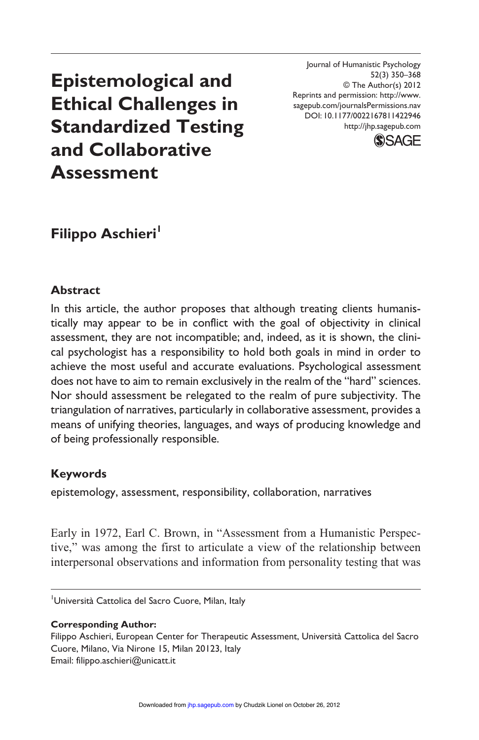# Epistemological and Ethical Challenges in Standardized Testing and Collaborative Assessment

Journal of Humanistic Psychology
52(3) 350–368
© The Author(s) 2012
Reprints and permission: http://www.sagepub.com/journalsPermissions.nav
DOI: 10.1177/0022167811422946
http://jhp.sagepub.com

**Filippo Aschieri**[1]

## Abstract

In this article, the author proposes that although treating clients humanistically may appear to be in conflict with the goal of objectivity in clinical assessment, they are not incompatible; and, indeed, as it is shown, the clinical psychologist has a responsibility to hold both goals in mind in order to achieve the most useful and accurate evaluations. Psychological assessment does not have to aim to remain exclusively in the realm of the "hard" sciences. Nor should assessment be relegated to the realm of pure subjectivity. The triangulation of narratives, particularly in collaborative assessment, provides a means of unifying theories, languages, and ways of producing knowledge and of being professionally responsible.

## Keywords

epistemology, assessment, responsibility, collaboration, narratives

Early in 1972, Earl C. Brown, in "Assessment from a Humanistic Perspective," was among the first to articulate a view of the relationship between interpersonal observations and information from personality testing that was

[1]Università Cattolica del Sacro Cuore, Milan, Italy

**Corresponding Author:**
Filippo Aschieri, European Center for Therapeutic Assessment, Università Cattolica del Sacro Cuore, Milano, Via Nirone 15, Milan 20123, Italy
Email: filippo.aschieri@unicatt.it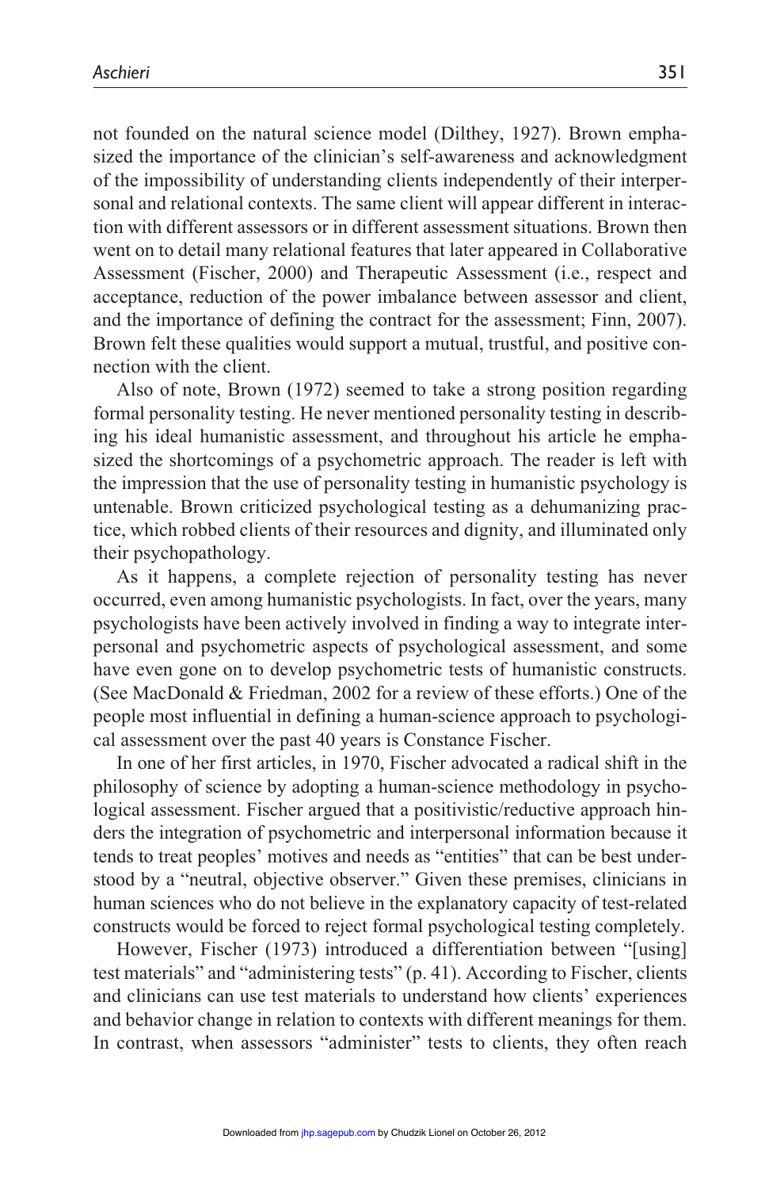not founded on the natural science model (Dilthey, 1927). Brown emphasized the importance of the clinician's self-awareness and acknowledgment of the impossibility of understanding clients independently of their interpersonal and relational contexts. The same client will appear different in interaction with different assessors or in different assessment situations. Brown then went on to detail many relational features that later appeared in Collaborative Assessment (Fischer, 2000) and Therapeutic Assessment (i.e., respect and acceptance, reduction of the power imbalance between assessor and client, and the importance of defining the contract for the assessment; Finn, 2007). Brown felt these qualities would support a mutual, trustful, and positive connection with the client.

Also of note, Brown (1972) seemed to take a strong position regarding formal personality testing. He never mentioned personality testing in describing his ideal humanistic assessment, and throughout his article he emphasized the shortcomings of a psychometric approach. The reader is left with the impression that the use of personality testing in humanistic psychology is untenable. Brown criticized psychological testing as a dehumanizing practice, which robbed clients of their resources and dignity, and illuminated only their psychopathology.

As it happens, a complete rejection of personality testing has never occurred, even among humanistic psychologists. In fact, over the years, many psychologists have been actively involved in finding a way to integrate interpersonal and psychometric aspects of psychological assessment, and some have even gone on to develop psychometric tests of humanistic constructs. (See MacDonald & Friedman, 2002 for a review of these efforts.) One of the people most influential in defining a human-science approach to psychological assessment over the past 40 years is Constance Fischer.

In one of her first articles, in 1970, Fischer advocated a radical shift in the philosophy of science by adopting a human-science methodology in psychological assessment. Fischer argued that a positivistic/reductive approach hinders the integration of psychometric and interpersonal information because it tends to treat peoples' motives and needs as "entities" that can be best understood by a "neutral, objective observer." Given these premises, clinicians in human sciences who do not believe in the explanatory capacity of test-related constructs would be forced to reject formal psychological testing completely.

However, Fischer (1973) introduced a differentiation between "[using] test materials" and "administering tests" (p. 41). According to Fischer, clients and clinicians can use test materials to understand how clients' experiences and behavior change in relation to contexts with different meanings for them. In contrast, when assessors "administer" tests to clients, they often reach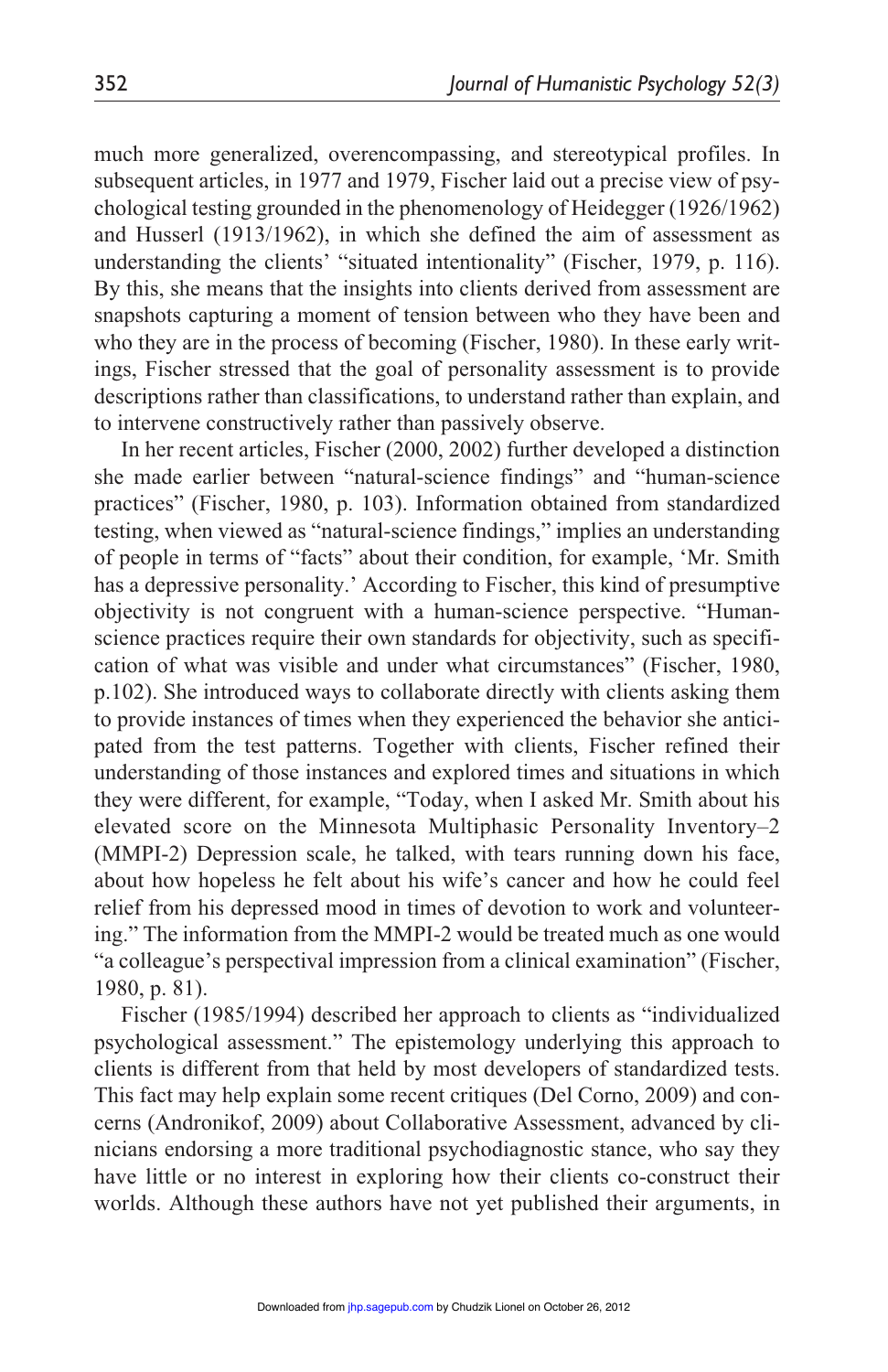much more generalized, overencompassing, and stereotypical profiles. In subsequent articles, in 1977 and 1979, Fischer laid out a precise view of psychological testing grounded in the phenomenology of Heidegger (1926/1962) and Husserl (1913/1962), in which she defined the aim of assessment as understanding the clients' "situated intentionality" (Fischer, 1979, p. 116). By this, she means that the insights into clients derived from assessment are snapshots capturing a moment of tension between who they have been and who they are in the process of becoming (Fischer, 1980). In these early writings, Fischer stressed that the goal of personality assessment is to provide descriptions rather than classifications, to understand rather than explain, and to intervene constructively rather than passively observe.

In her recent articles, Fischer (2000, 2002) further developed a distinction she made earlier between "natural-science findings" and "human-science practices" (Fischer, 1980, p. 103). Information obtained from standardized testing, when viewed as "natural-science findings," implies an understanding of people in terms of "facts" about their condition, for example, 'Mr. Smith has a depressive personality.' According to Fischer, this kind of presumptive objectivity is not congruent with a human-science perspective. "Human-science practices require their own standards for objectivity, such as specification of what was visible and under what circumstances" (Fischer, 1980, p.102). She introduced ways to collaborate directly with clients asking them to provide instances of times when they experienced the behavior she anticipated from the test patterns. Together with clients, Fischer refined their understanding of those instances and explored times and situations in which they were different, for example, "Today, when I asked Mr. Smith about his elevated score on the Minnesota Multiphasic Personality Inventory–2 (MMPI-2) Depression scale, he talked, with tears running down his face, about how hopeless he felt about his wife's cancer and how he could feel relief from his depressed mood in times of devotion to work and volunteering." The information from the MMPI-2 would be treated much as one would "a colleague's perspectival impression from a clinical examination" (Fischer, 1980, p. 81).

Fischer (1985/1994) described her approach to clients as "individualized psychological assessment." The epistemology underlying this approach to clients is different from that held by most developers of standardized tests. This fact may help explain some recent critiques (Del Corno, 2009) and concerns (Andronikof, 2009) about Collaborative Assessment, advanced by clinicians endorsing a more traditional psychodiagnostic stance, who say they have little or no interest in exploring how their clients co-construct their worlds. Although these authors have not yet published their arguments, in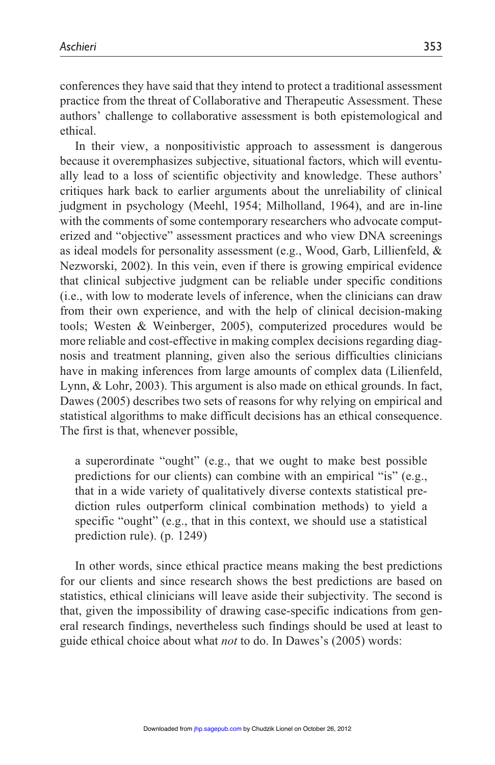conferences they have said that they intend to protect a traditional assessment practice from the threat of Collaborative and Therapeutic Assessment. These authors' challenge to collaborative assessment is both epistemological and ethical.

In their view, a nonpositivistic approach to assessment is dangerous because it overemphasizes subjective, situational factors, which will eventually lead to a loss of scientific objectivity and knowledge. These authors' critiques hark back to earlier arguments about the unreliability of clinical judgment in psychology (Meehl, 1954; Milholland, 1964), and are in-line with the comments of some contemporary researchers who advocate computerized and "objective" assessment practices and who view DNA screenings as ideal models for personality assessment (e.g., Wood, Garb, Lillienfeld, & Nezworski, 2002). In this vein, even if there is growing empirical evidence that clinical subjective judgment can be reliable under specific conditions (i.e., with low to moderate levels of inference, when the clinicians can draw from their own experience, and with the help of clinical decision-making tools; Westen & Weinberger, 2005), computerized procedures would be more reliable and cost-effective in making complex decisions regarding diagnosis and treatment planning, given also the serious difficulties clinicians have in making inferences from large amounts of complex data (Lilienfeld, Lynn, & Lohr, 2003). This argument is also made on ethical grounds. In fact, Dawes (2005) describes two sets of reasons for why relying on empirical and statistical algorithms to make difficult decisions has an ethical consequence. The first is that, whenever possible,

> a superordinate "ought" (e.g., that we ought to make best possible predictions for our clients) can combine with an empirical "is" (e.g., that in a wide variety of qualitatively diverse contexts statistical prediction rules outperform clinical combination methods) to yield a specific "ought" (e.g., that in this context, we should use a statistical prediction rule). (p. 1249)

In other words, since ethical practice means making the best predictions for our clients and since research shows the best predictions are based on statistics, ethical clinicians will leave aside their subjectivity. The second is that, given the impossibility of drawing case-specific indications from general research findings, nevertheless such findings should be used at least to guide ethical choice about what *not* to do. In Dawes's (2005) words: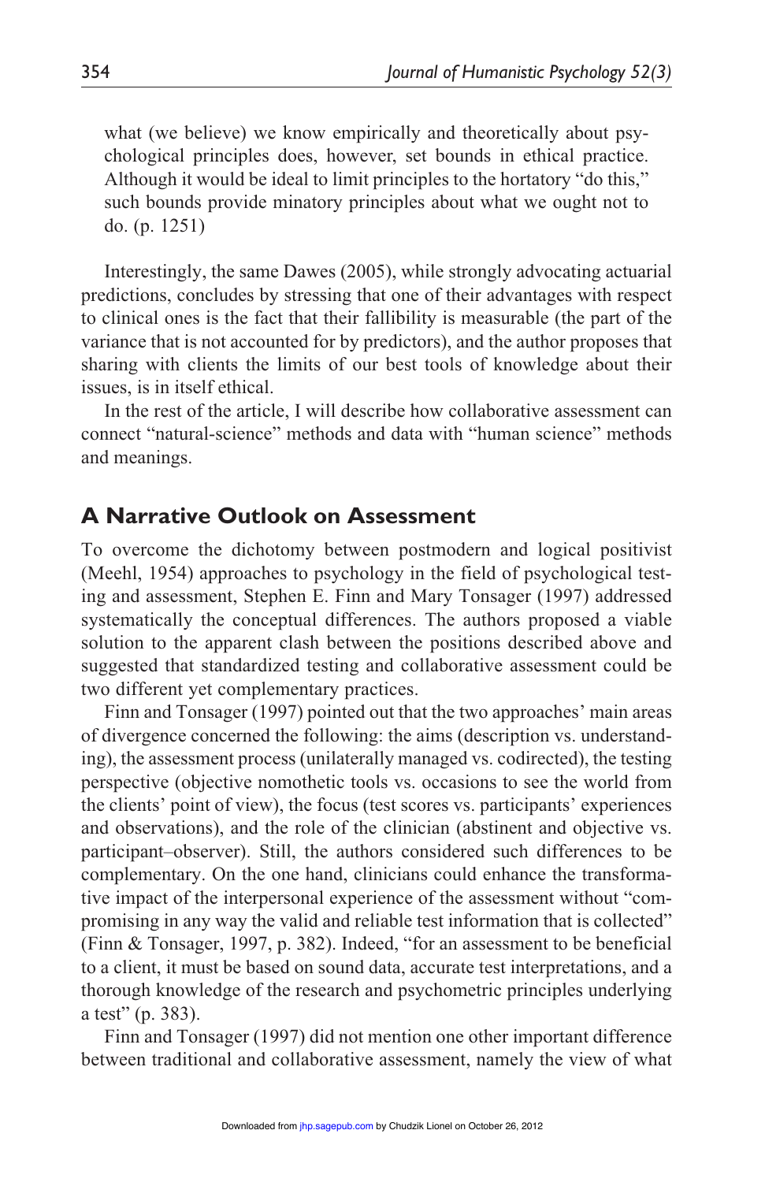> what (we believe) we know empirically and theoretically about psychological principles does, however, set bounds in ethical practice. Although it would be ideal to limit principles to the hortatory "do this," such bounds provide minatory principles about what we ought not to do. (p. 1251)

Interestingly, the same Dawes (2005), while strongly advocating actuarial predictions, concludes by stressing that one of their advantages with respect to clinical ones is the fact that their fallibility is measurable (the part of the variance that is not accounted for by predictors), and the author proposes that sharing with clients the limits of our best tools of knowledge about their issues, is in itself ethical.

In the rest of the article, I will describe how collaborative assessment can connect "natural-science" methods and data with "human science" methods and meanings.

## A Narrative Outlook on Assessment

To overcome the dichotomy between postmodern and logical positivist (Meehl, 1954) approaches to psychology in the field of psychological testing and assessment, Stephen E. Finn and Mary Tonsager (1997) addressed systematically the conceptual differences. The authors proposed a viable solution to the apparent clash between the positions described above and suggested that standardized testing and collaborative assessment could be two different yet complementary practices.

Finn and Tonsager (1997) pointed out that the two approaches' main areas of divergence concerned the following: the aims (description vs. understanding), the assessment process (unilaterally managed vs. codirected), the testing perspective (objective nomothetic tools vs. occasions to see the world from the clients' point of view), the focus (test scores vs. participants' experiences and observations), and the role of the clinician (abstinent and objective vs. participant–observer). Still, the authors considered such differences to be complementary. On the one hand, clinicians could enhance the transformative impact of the interpersonal experience of the assessment without "compromising in any way the valid and reliable test information that is collected" (Finn & Tonsager, 1997, p. 382). Indeed, "for an assessment to be beneficial to a client, it must be based on sound data, accurate test interpretations, and a thorough knowledge of the research and psychometric principles underlying a test" (p. 383).

Finn and Tonsager (1997) did not mention one other important difference between traditional and collaborative assessment, namely the view of what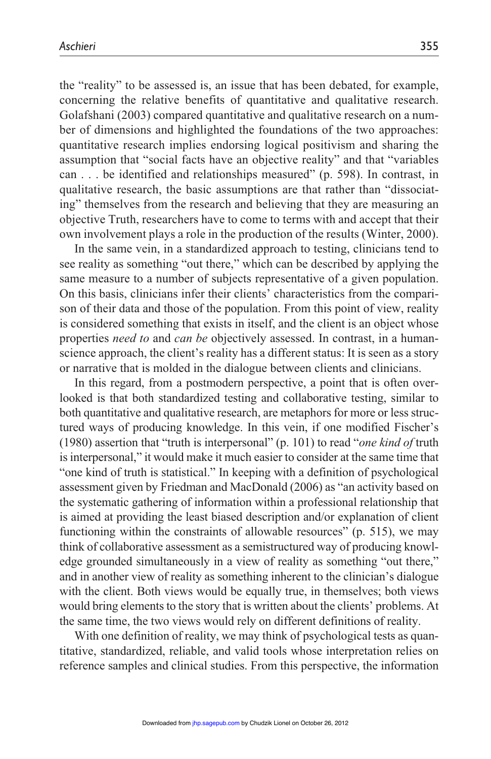the "reality" to be assessed is, an issue that has been debated, for example, concerning the relative benefits of quantitative and qualitative research. Golafshani (2003) compared quantitative and qualitative research on a number of dimensions and highlighted the foundations of the two approaches: quantitative research implies endorsing logical positivism and sharing the assumption that "social facts have an objective reality" and that "variables can . . . be identified and relationships measured" (p. 598). In contrast, in qualitative research, the basic assumptions are that rather than "dissociating" themselves from the research and believing that they are measuring an objective Truth, researchers have to come to terms with and accept that their own involvement plays a role in the production of the results (Winter, 2000).

In the same vein, in a standardized approach to testing, clinicians tend to see reality as something "out there," which can be described by applying the same measure to a number of subjects representative of a given population. On this basis, clinicians infer their clients' characteristics from the comparison of their data and those of the population. From this point of view, reality is considered something that exists in itself, and the client is an object whose properties *need to* and *can be* objectively assessed. In contrast, in a human-science approach, the client's reality has a different status: It is seen as a story or narrative that is molded in the dialogue between clients and clinicians.

In this regard, from a postmodern perspective, a point that is often overlooked is that both standardized testing and collaborative testing, similar to both quantitative and qualitative research, are metaphors for more or less structured ways of producing knowledge. In this vein, if one modified Fischer's (1980) assertion that "truth is interpersonal" (p. 101) to read "*one kind of* truth is interpersonal," it would make it much easier to consider at the same time that "one kind of truth is statistical." In keeping with a definition of psychological assessment given by Friedman and MacDonald (2006) as "an activity based on the systematic gathering of information within a professional relationship that is aimed at providing the least biased description and/or explanation of client functioning within the constraints of allowable resources" (p. 515), we may think of collaborative assessment as a semistructured way of producing knowledge grounded simultaneously in a view of reality as something "out there," and in another view of reality as something inherent to the clinician's dialogue with the client. Both views would be equally true, in themselves; both views would bring elements to the story that is written about the clients' problems. At the same time, the two views would rely on different definitions of reality.

With one definition of reality, we may think of psychological tests as quantitative, standardized, reliable, and valid tools whose interpretation relies on reference samples and clinical studies. From this perspective, the information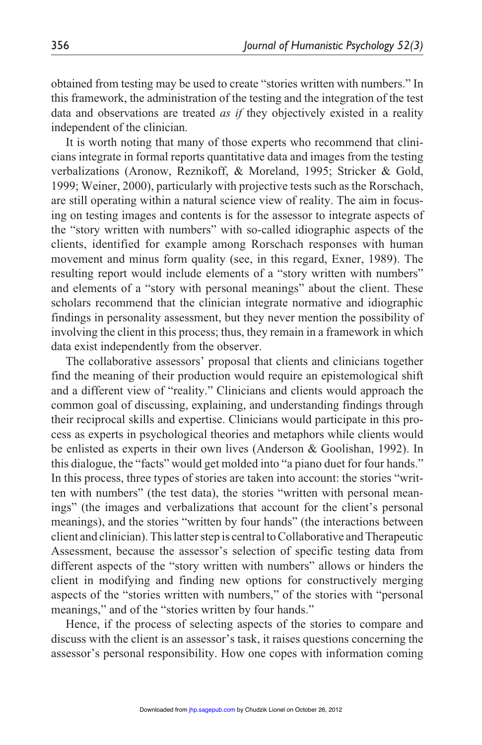obtained from testing may be used to create "stories written with numbers." In this framework, the administration of the testing and the integration of the test data and observations are treated *as if* they objectively existed in a reality independent of the clinician.

It is worth noting that many of those experts who recommend that clinicians integrate in formal reports quantitative data and images from the testing verbalizations (Aronow, Reznikoff, & Moreland, 1995; Stricker & Gold, 1999; Weiner, 2000), particularly with projective tests such as the Rorschach, are still operating within a natural science view of reality. The aim in focusing on testing images and contents is for the assessor to integrate aspects of the "story written with numbers" with so-called idiographic aspects of the clients, identified for example among Rorschach responses with human movement and minus form quality (see, in this regard, Exner, 1989). The resulting report would include elements of a "story written with numbers" and elements of a "story with personal meanings" about the client. These scholars recommend that the clinician integrate normative and idiographic findings in personality assessment, but they never mention the possibility of involving the client in this process; thus, they remain in a framework in which data exist independently from the observer.

The collaborative assessors' proposal that clients and clinicians together find the meaning of their production would require an epistemological shift and a different view of "reality." Clinicians and clients would approach the common goal of discussing, explaining, and understanding findings through their reciprocal skills and expertise. Clinicians would participate in this process as experts in psychological theories and metaphors while clients would be enlisted as experts in their own lives (Anderson & Goolishan, 1992). In this dialogue, the "facts" would get molded into "a piano duet for four hands." In this process, three types of stories are taken into account: the stories "written with numbers" (the test data), the stories "written with personal meanings" (the images and verbalizations that account for the client's personal meanings), and the stories "written by four hands" (the interactions between client and clinician). This latter step is central to Collaborative and Therapeutic Assessment, because the assessor's selection of specific testing data from different aspects of the "story written with numbers" allows or hinders the client in modifying and finding new options for constructively merging aspects of the "stories written with numbers," of the stories with "personal meanings," and of the "stories written by four hands."

Hence, if the process of selecting aspects of the stories to compare and discuss with the client is an assessor's task, it raises questions concerning the assessor's personal responsibility. How one copes with information coming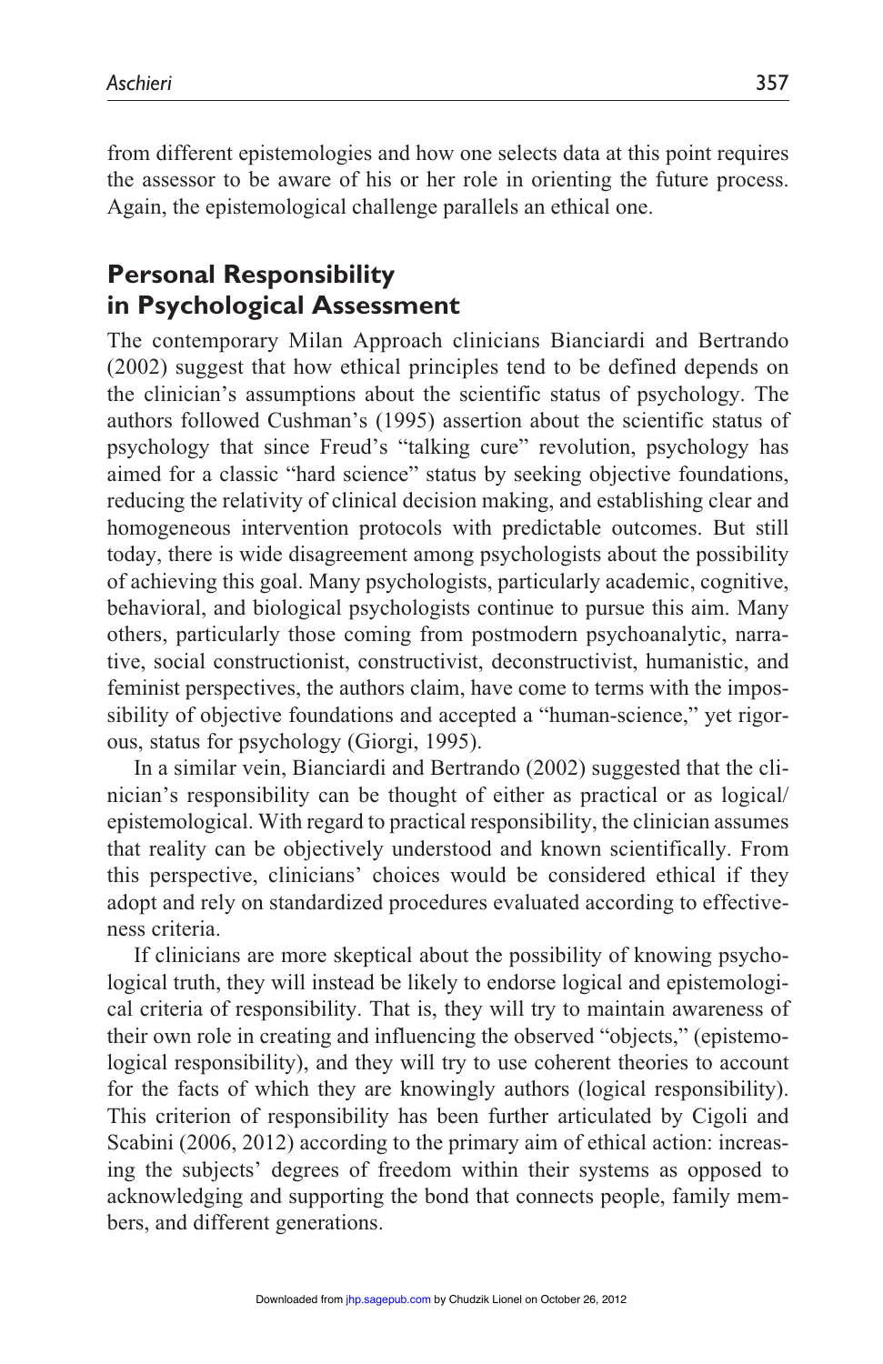from different epistemologies and how one selects data at this point requires the assessor to be aware of his or her role in orienting the future process. Again, the epistemological challenge parallels an ethical one.

## Personal Responsibility in Psychological Assessment

The contemporary Milan Approach clinicians Bianciardi and Bertrando (2002) suggest that how ethical principles tend to be defined depends on the clinician's assumptions about the scientific status of psychology. The authors followed Cushman's (1995) assertion about the scientific status of psychology that since Freud's "talking cure" revolution, psychology has aimed for a classic "hard science" status by seeking objective foundations, reducing the relativity of clinical decision making, and establishing clear and homogeneous intervention protocols with predictable outcomes. But still today, there is wide disagreement among psychologists about the possibility of achieving this goal. Many psychologists, particularly academic, cognitive, behavioral, and biological psychologists continue to pursue this aim. Many others, particularly those coming from postmodern psychoanalytic, narrative, social constructionist, constructivist, deconstructivist, humanistic, and feminist perspectives, the authors claim, have come to terms with the impossibility of objective foundations and accepted a "human-science," yet rigorous, status for psychology (Giorgi, 1995).

In a similar vein, Bianciardi and Bertrando (2002) suggested that the clinician's responsibility can be thought of either as practical or as logical/epistemological. With regard to practical responsibility, the clinician assumes that reality can be objectively understood and known scientifically. From this perspective, clinicians' choices would be considered ethical if they adopt and rely on standardized procedures evaluated according to effectiveness criteria.

If clinicians are more skeptical about the possibility of knowing psychological truth, they will instead be likely to endorse logical and epistemological criteria of responsibility. That is, they will try to maintain awareness of their own role in creating and influencing the observed "objects," (epistemological responsibility), and they will try to use coherent theories to account for the facts of which they are knowingly authors (logical responsibility). This criterion of responsibility has been further articulated by Cigoli and Scabini (2006, 2012) according to the primary aim of ethical action: increasing the subjects' degrees of freedom within their systems as opposed to acknowledging and supporting the bond that connects people, family members, and different generations.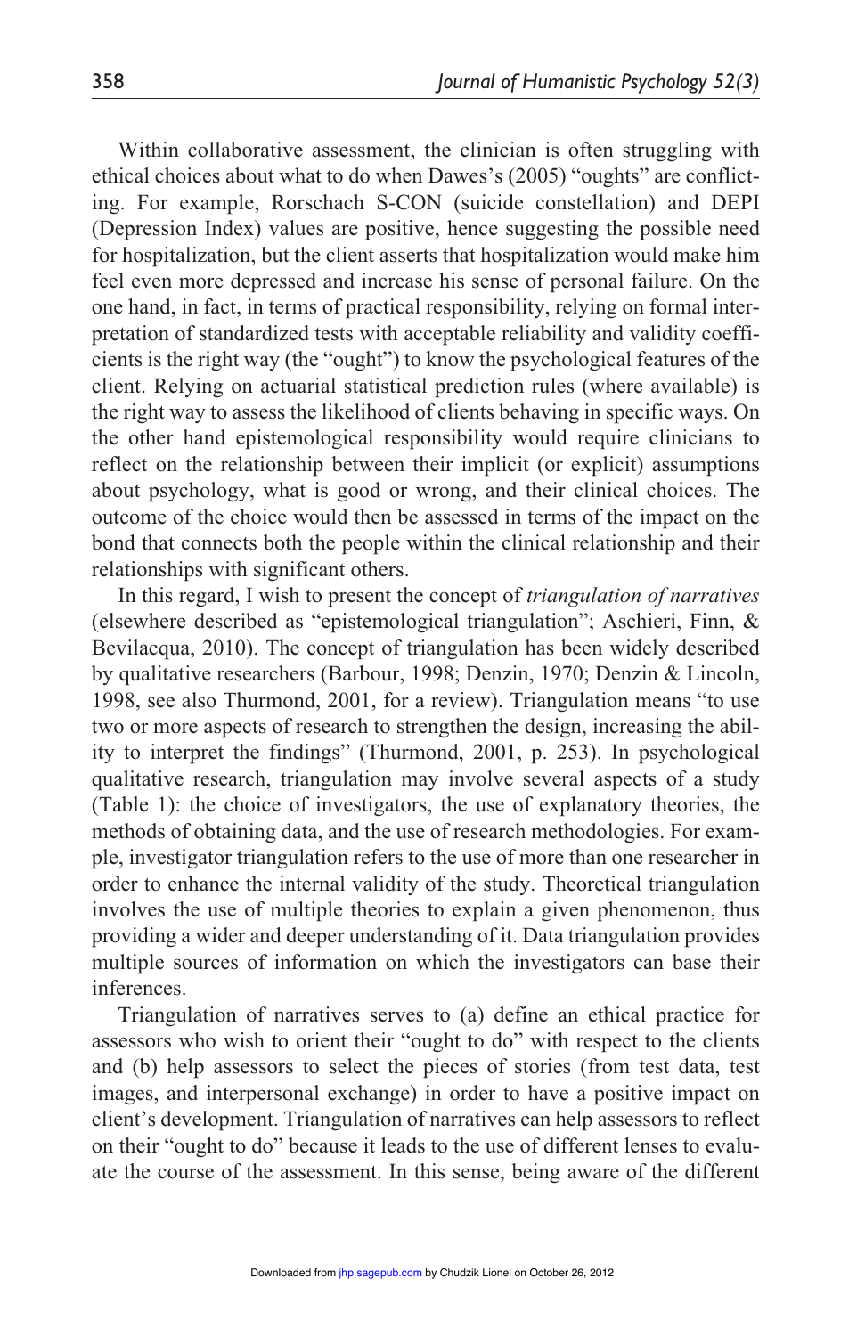Within collaborative assessment, the clinician is often struggling with ethical choices about what to do when Dawes's (2005) "oughts" are conflicting. For example, Rorschach S-CON (suicide constellation) and DEPI (Depression Index) values are positive, hence suggesting the possible need for hospitalization, but the client asserts that hospitalization would make him feel even more depressed and increase his sense of personal failure. On the one hand, in fact, in terms of practical responsibility, relying on formal interpretation of standardized tests with acceptable reliability and validity coefficients is the right way (the "ought") to know the psychological features of the client. Relying on actuarial statistical prediction rules (where available) is the right way to assess the likelihood of clients behaving in specific ways. On the other hand epistemological responsibility would require clinicians to reflect on the relationship between their implicit (or explicit) assumptions about psychology, what is good or wrong, and their clinical choices. The outcome of the choice would then be assessed in terms of the impact on the bond that connects both the people within the clinical relationship and their relationships with significant others.

In this regard, I wish to present the concept of *triangulation of narratives* (elsewhere described as "epistemological triangulation"; Aschieri, Finn, & Bevilacqua, 2010). The concept of triangulation has been widely described by qualitative researchers (Barbour, 1998; Denzin, 1970; Denzin & Lincoln, 1998, see also Thurmond, 2001, for a review). Triangulation means "to use two or more aspects of research to strengthen the design, increasing the ability to interpret the findings" (Thurmond, 2001, p. 253). In psychological qualitative research, triangulation may involve several aspects of a study (Table 1): the choice of investigators, the use of explanatory theories, the methods of obtaining data, and the use of research methodologies. For example, investigator triangulation refers to the use of more than one researcher in order to enhance the internal validity of the study. Theoretical triangulation involves the use of multiple theories to explain a given phenomenon, thus providing a wider and deeper understanding of it. Data triangulation provides multiple sources of information on which the investigators can base their inferences.

Triangulation of narratives serves to (a) define an ethical practice for assessors who wish to orient their "ought to do" with respect to the clients and (b) help assessors to select the pieces of stories (from test data, test images, and interpersonal exchange) in order to have a positive impact on client's development. Triangulation of narratives can help assessors to reflect on their "ought to do" because it leads to the use of different lenses to evaluate the course of the assessment. In this sense, being aware of the different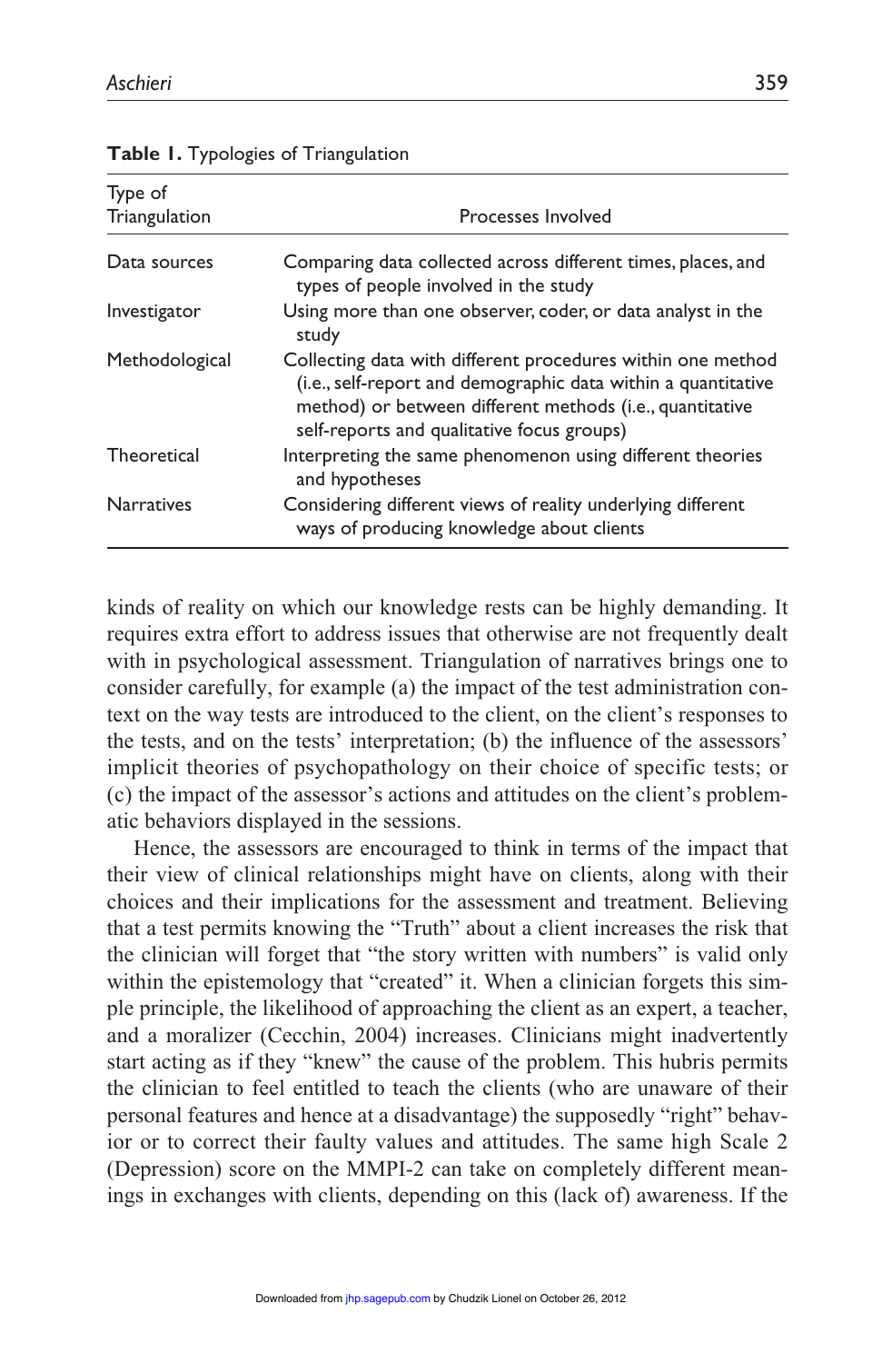**Table 1.** Typologies of Triangulation

| Type of Triangulation | Processes Involved |
|---|---|
| Data sources | Comparing data collected across different times, places, and types of people involved in the study |
| Investigator | Using more than one observer, coder, or data analyst in the study |
| Methodological | Collecting data with different procedures within one method (i.e., self-report and demographic data within a quantitative method) or between different methods (i.e., quantitative self-reports and qualitative focus groups) |
| Theoretical | Interpreting the same phenomenon using different theories and hypotheses |
| Narratives | Considering different views of reality underlying different ways of producing knowledge about clients |

kinds of reality on which our knowledge rests can be highly demanding. It requires extra effort to address issues that otherwise are not frequently dealt with in psychological assessment. Triangulation of narratives brings one to consider carefully, for example (a) the impact of the test administration context on the way tests are introduced to the client, on the client's responses to the tests, and on the tests' interpretation; (b) the influence of the assessors' implicit theories of psychopathology on their choice of specific tests; or (c) the impact of the assessor's actions and attitudes on the client's problematic behaviors displayed in the sessions.

Hence, the assessors are encouraged to think in terms of the impact that their view of clinical relationships might have on clients, along with their choices and their implications for the assessment and treatment. Believing that a test permits knowing the "Truth" about a client increases the risk that the clinician will forget that "the story written with numbers" is valid only within the epistemology that "created" it. When a clinician forgets this simple principle, the likelihood of approaching the client as an expert, a teacher, and a moralizer (Cecchin, 2004) increases. Clinicians might inadvertently start acting as if they "knew" the cause of the problem. This hubris permits the clinician to feel entitled to teach the clients (who are unaware of their personal features and hence at a disadvantage) the supposedly "right" behavior or to correct their faulty values and attitudes. The same high Scale 2 (Depression) score on the MMPI-2 can take on completely different meanings in exchanges with clients, depending on this (lack of) awareness. If the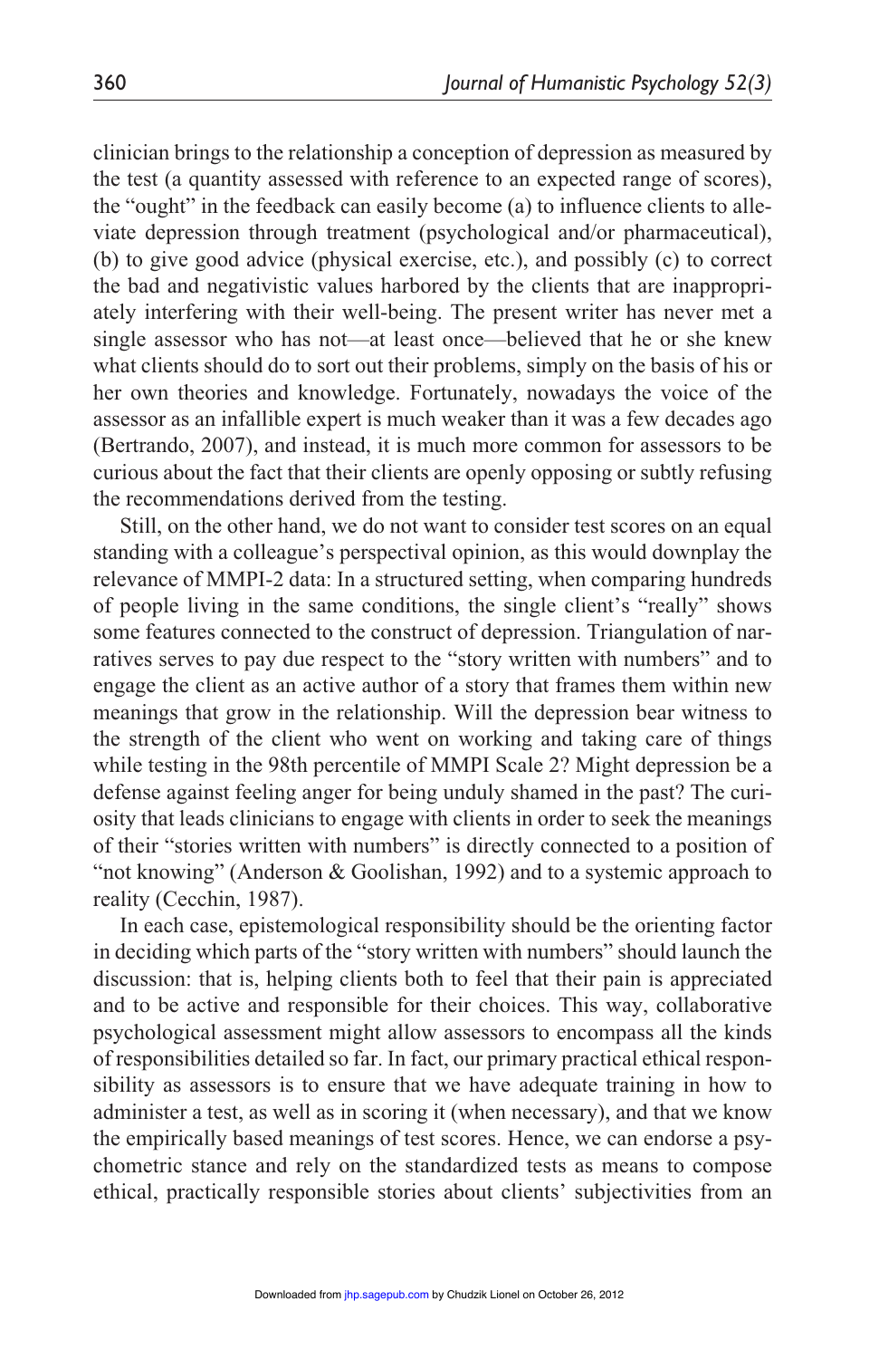clinician brings to the relationship a conception of depression as measured by the test (a quantity assessed with reference to an expected range of scores), the "ought" in the feedback can easily become (a) to influence clients to alleviate depression through treatment (psychological and/or pharmaceutical), (b) to give good advice (physical exercise, etc.), and possibly (c) to correct the bad and negativistic values harbored by the clients that are inappropriately interfering with their well-being. The present writer has never met a single assessor who has not—at least once—believed that he or she knew what clients should do to sort out their problems, simply on the basis of his or her own theories and knowledge. Fortunately, nowadays the voice of the assessor as an infallible expert is much weaker than it was a few decades ago (Bertrando, 2007), and instead, it is much more common for assessors to be curious about the fact that their clients are openly opposing or subtly refusing the recommendations derived from the testing.

Still, on the other hand, we do not want to consider test scores on an equal standing with a colleague's perspectival opinion, as this would downplay the relevance of MMPI-2 data: In a structured setting, when comparing hundreds of people living in the same conditions, the single client's "really" shows some features connected to the construct of depression. Triangulation of narratives serves to pay due respect to the "story written with numbers" and to engage the client as an active author of a story that frames them within new meanings that grow in the relationship. Will the depression bear witness to the strength of the client who went on working and taking care of things while testing in the 98th percentile of MMPI Scale 2? Might depression be a defense against feeling anger for being unduly shamed in the past? The curiosity that leads clinicians to engage with clients in order to seek the meanings of their "stories written with numbers" is directly connected to a position of "not knowing" (Anderson & Goolishan, 1992) and to a systemic approach to reality (Cecchin, 1987).

In each case, epistemological responsibility should be the orienting factor in deciding which parts of the "story written with numbers" should launch the discussion: that is, helping clients both to feel that their pain is appreciated and to be active and responsible for their choices. This way, collaborative psychological assessment might allow assessors to encompass all the kinds of responsibilities detailed so far. In fact, our primary practical ethical responsibility as assessors is to ensure that we have adequate training in how to administer a test, as well as in scoring it (when necessary), and that we know the empirically based meanings of test scores. Hence, we can endorse a psychometric stance and rely on the standardized tests as means to compose ethical, practically responsible stories about clients' subjectivities from an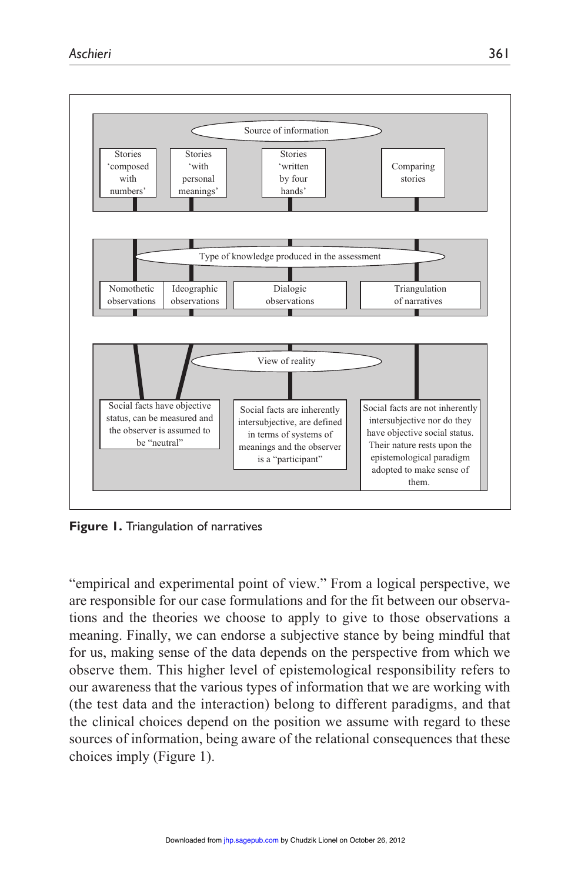Source of information

- Stories 'composed with numbers'
- Stories 'with personal meanings'
- Stories 'written by four hands'
- Comparing stories

Type of knowledge produced in the assessment

- Nomothetic observations
- Ideographic observations
- Dialogic observations
- Triangulation of narratives

View of reality

- Social facts have objective status, can be measured and the observer is assumed to be "neutral"
- Social facts are inherently intersubjective, are defined in terms of systems of meanings and the observer is a "participant"
- Social facts are not inherently intersubjective nor do they have objective social status. Their nature rests upon the epistemological paradigm adopted to make sense of them.

**Figure 1.** Triangulation of narratives

"empirical and experimental point of view." From a logical perspective, we are responsible for our case formulations and for the fit between our observations and the theories we choose to apply to give to those observations a meaning. Finally, we can endorse a subjective stance by being mindful that for us, making sense of the data depends on the perspective from which we observe them. This higher level of epistemological responsibility refers to our awareness that the various types of information that we are working with (the test data and the interaction) belong to different paradigms, and that the clinical choices depend on the position we assume with regard to these sources of information, being aware of the relational consequences that these choices imply (Figure 1).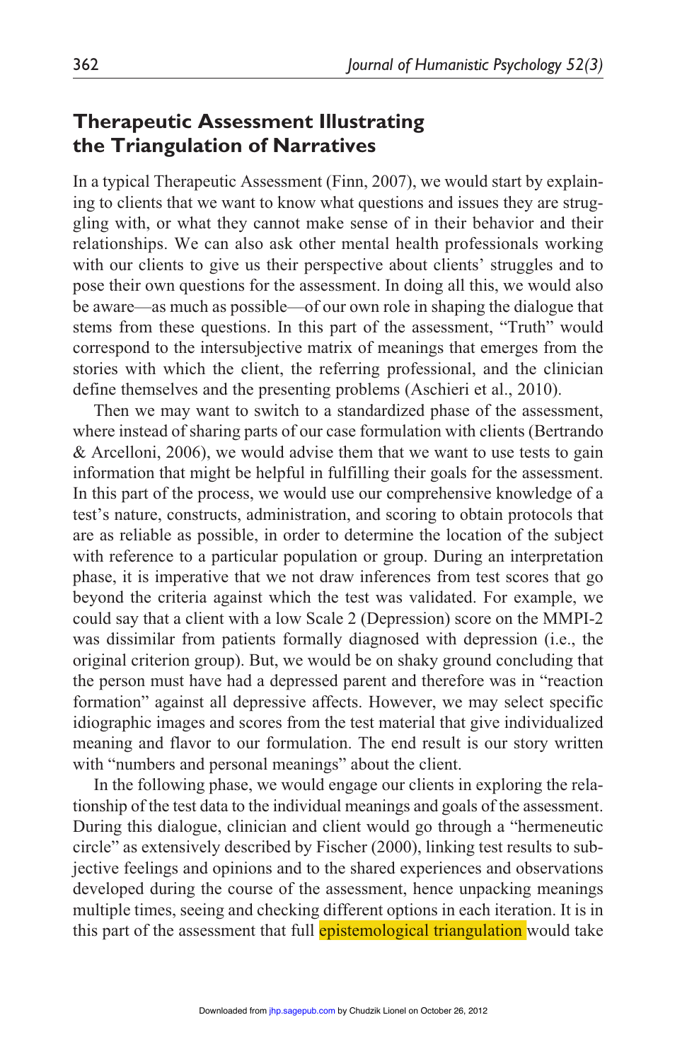## Therapeutic Assessment Illustrating the Triangulation of Narratives

In a typical Therapeutic Assessment (Finn, 2007), we would start by explaining to clients that we want to know what questions and issues they are struggling with, or what they cannot make sense of in their behavior and their relationships. We can also ask other mental health professionals working with our clients to give us their perspective about clients' struggles and to pose their own questions for the assessment. In doing all this, we would also be aware—as much as possible—of our own role in shaping the dialogue that stems from these questions. In this part of the assessment, "Truth" would correspond to the intersubjective matrix of meanings that emerges from the stories with which the client, the referring professional, and the clinician define themselves and the presenting problems (Aschieri et al., 2010).

Then we may want to switch to a standardized phase of the assessment, where instead of sharing parts of our case formulation with clients (Bertrando & Arcelloni, 2006), we would advise them that we want to use tests to gain information that might be helpful in fulfilling their goals for the assessment. In this part of the process, we would use our comprehensive knowledge of a test's nature, constructs, administration, and scoring to obtain protocols that are as reliable as possible, in order to determine the location of the subject with reference to a particular population or group. During an interpretation phase, it is imperative that we not draw inferences from test scores that go beyond the criteria against which the test was validated. For example, we could say that a client with a low Scale 2 (Depression) score on the MMPI-2 was dissimilar from patients formally diagnosed with depression (i.e., the original criterion group). But, we would be on shaky ground concluding that the person must have had a depressed parent and therefore was in "reaction formation" against all depressive affects. However, we may select specific idiographic images and scores from the test material that give individualized meaning and flavor to our formulation. The end result is our story written with "numbers and personal meanings" about the client.

In the following phase, we would engage our clients in exploring the relationship of the test data to the individual meanings and goals of the assessment. During this dialogue, clinician and client would go through a "hermeneutic circle" as extensively described by Fischer (2000), linking test results to subjective feelings and opinions and to the shared experiences and observations developed during the course of the assessment, hence unpacking meanings multiple times, seeing and checking different options in each iteration. It is in this part of the assessment that full epistemological triangulation would take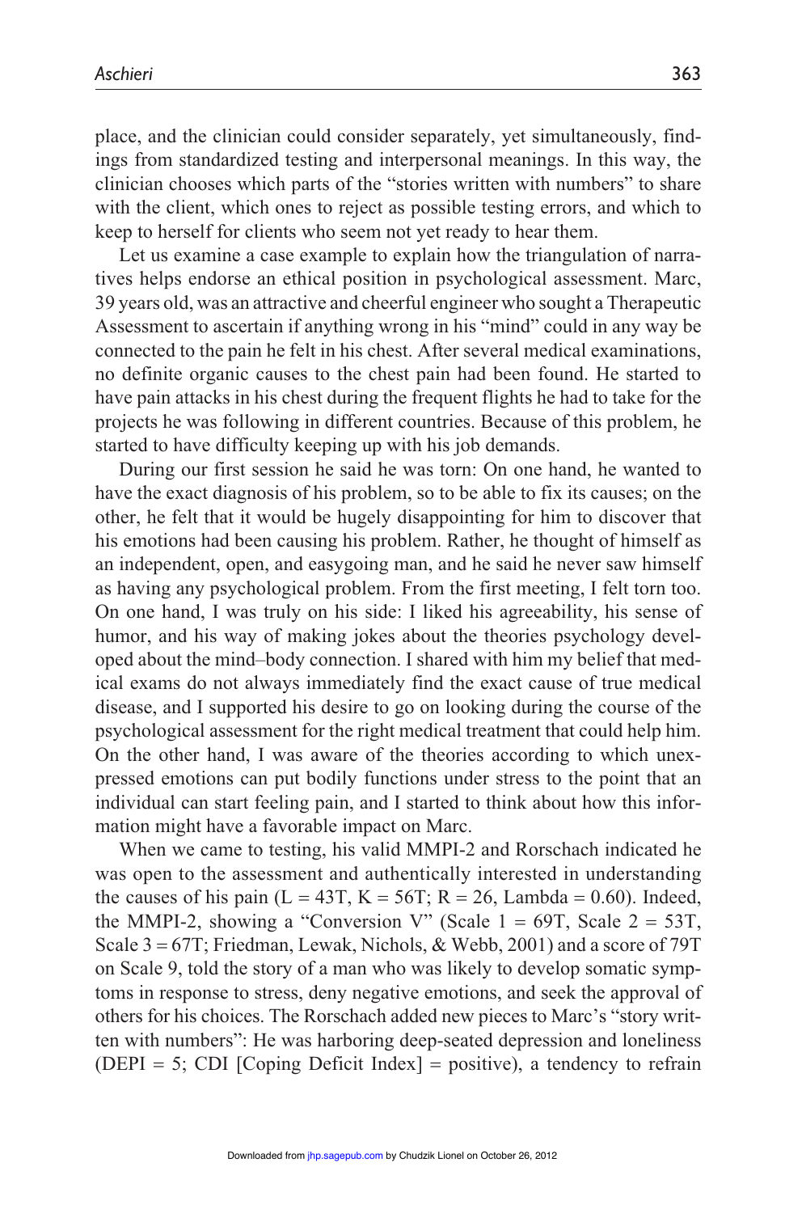place, and the clinician could consider separately, yet simultaneously, findings from standardized testing and interpersonal meanings. In this way, the clinician chooses which parts of the "stories written with numbers" to share with the client, which ones to reject as possible testing errors, and which to keep to herself for clients who seem not yet ready to hear them.

Let us examine a case example to explain how the triangulation of narratives helps endorse an ethical position in psychological assessment. Marc, 39 years old, was an attractive and cheerful engineer who sought a Therapeutic Assessment to ascertain if anything wrong in his "mind" could in any way be connected to the pain he felt in his chest. After several medical examinations, no definite organic causes to the chest pain had been found. He started to have pain attacks in his chest during the frequent flights he had to take for the projects he was following in different countries. Because of this problem, he started to have difficulty keeping up with his job demands.

During our first session he said he was torn: On one hand, he wanted to have the exact diagnosis of his problem, so to be able to fix its causes; on the other, he felt that it would be hugely disappointing for him to discover that his emotions had been causing his problem. Rather, he thought of himself as an independent, open, and easygoing man, and he said he never saw himself as having any psychological problem. From the first meeting, I felt torn too. On one hand, I was truly on his side: I liked his agreeability, his sense of humor, and his way of making jokes about the theories psychology developed about the mind–body connection. I shared with him my belief that medical exams do not always immediately find the exact cause of true medical disease, and I supported his desire to go on looking during the course of the psychological assessment for the right medical treatment that could help him. On the other hand, I was aware of the theories according to which unexpressed emotions can put bodily functions under stress to the point that an individual can start feeling pain, and I started to think about how this information might have a favorable impact on Marc.

When we came to testing, his valid MMPI-2 and Rorschach indicated he was open to the assessment and authentically interested in understanding the causes of his pain (L = 43T, K = 56T; R = 26, Lambda = 0.60). Indeed, the MMPI-2, showing a "Conversion V" (Scale 1 = 69T, Scale 2 = 53T, Scale 3 = 67T; Friedman, Lewak, Nichols, & Webb, 2001) and a score of 79T on Scale 9, told the story of a man who was likely to develop somatic symptoms in response to stress, deny negative emotions, and seek the approval of others for his choices. The Rorschach added new pieces to Marc's "story written with numbers": He was harboring deep-seated depression and loneliness (DEPI = 5; CDI [Coping Deficit Index] = positive), a tendency to refrain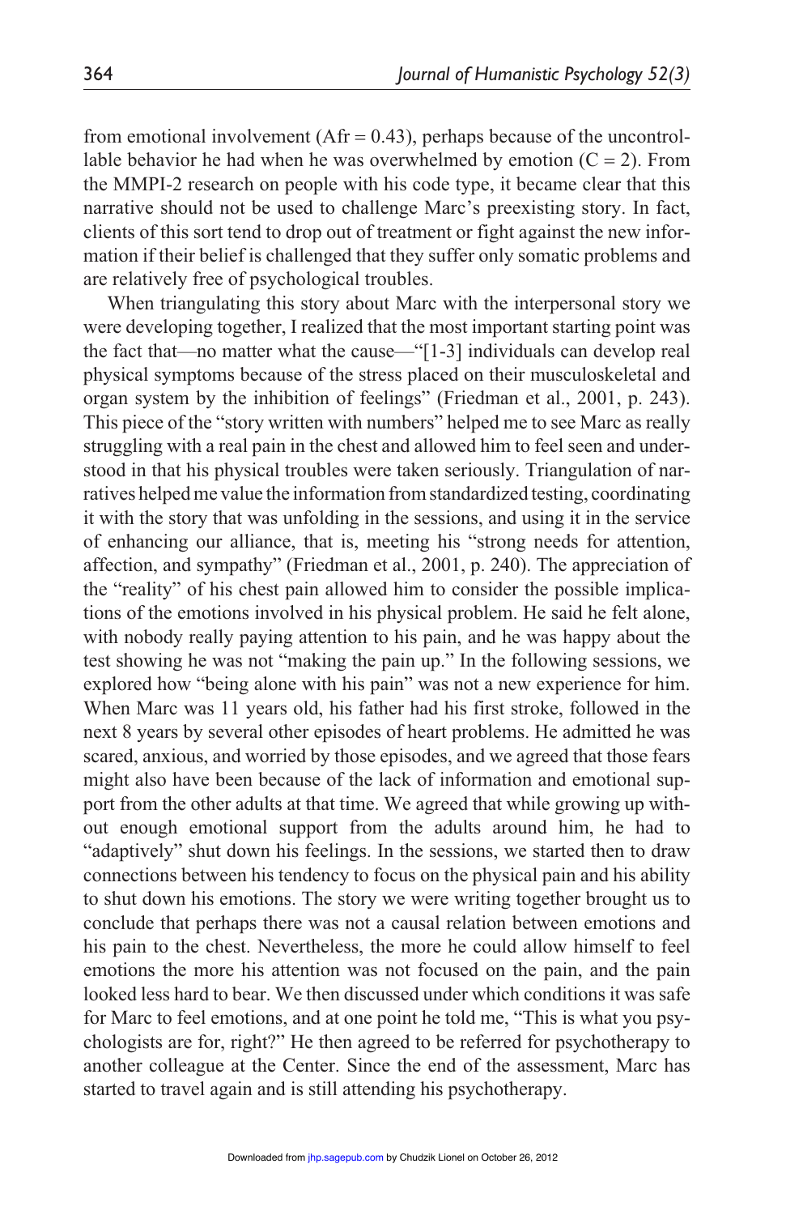from emotional involvement (Afr = 0.43), perhaps because of the uncontrollable behavior he had when he was overwhelmed by emotion (C = 2). From the MMPI-2 research on people with his code type, it became clear that this narrative should not be used to challenge Marc's preexisting story. In fact, clients of this sort tend to drop out of treatment or fight against the new information if their belief is challenged that they suffer only somatic problems and are relatively free of psychological troubles.

When triangulating this story about Marc with the interpersonal story we were developing together, I realized that the most important starting point was the fact that—no matter what the cause—"[1-3] individuals can develop real physical symptoms because of the stress placed on their musculoskeletal and organ system by the inhibition of feelings" (Friedman et al., 2001, p. 243). This piece of the "story written with numbers" helped me to see Marc as really struggling with a real pain in the chest and allowed him to feel seen and understood in that his physical troubles were taken seriously. Triangulation of narratives helped me value the information from standardized testing, coordinating it with the story that was unfolding in the sessions, and using it in the service of enhancing our alliance, that is, meeting his "strong needs for attention, affection, and sympathy" (Friedman et al., 2001, p. 240). The appreciation of the "reality" of his chest pain allowed him to consider the possible implications of the emotions involved in his physical problem. He said he felt alone, with nobody really paying attention to his pain, and he was happy about the test showing he was not "making the pain up." In the following sessions, we explored how "being alone with his pain" was not a new experience for him. When Marc was 11 years old, his father had his first stroke, followed in the next 8 years by several other episodes of heart problems. He admitted he was scared, anxious, and worried by those episodes, and we agreed that those fears might also have been because of the lack of information and emotional support from the other adults at that time. We agreed that while growing up without enough emotional support from the adults around him, he had to "adaptively" shut down his feelings. In the sessions, we started then to draw connections between his tendency to focus on the physical pain and his ability to shut down his emotions. The story we were writing together brought us to conclude that perhaps there was not a causal relation between emotions and his pain to the chest. Nevertheless, the more he could allow himself to feel emotions the more his attention was not focused on the pain, and the pain looked less hard to bear. We then discussed under which conditions it was safe for Marc to feel emotions, and at one point he told me, "This is what you psychologists are for, right?" He then agreed to be referred for psychotherapy to another colleague at the Center. Since the end of the assessment, Marc has started to travel again and is still attending his psychotherapy.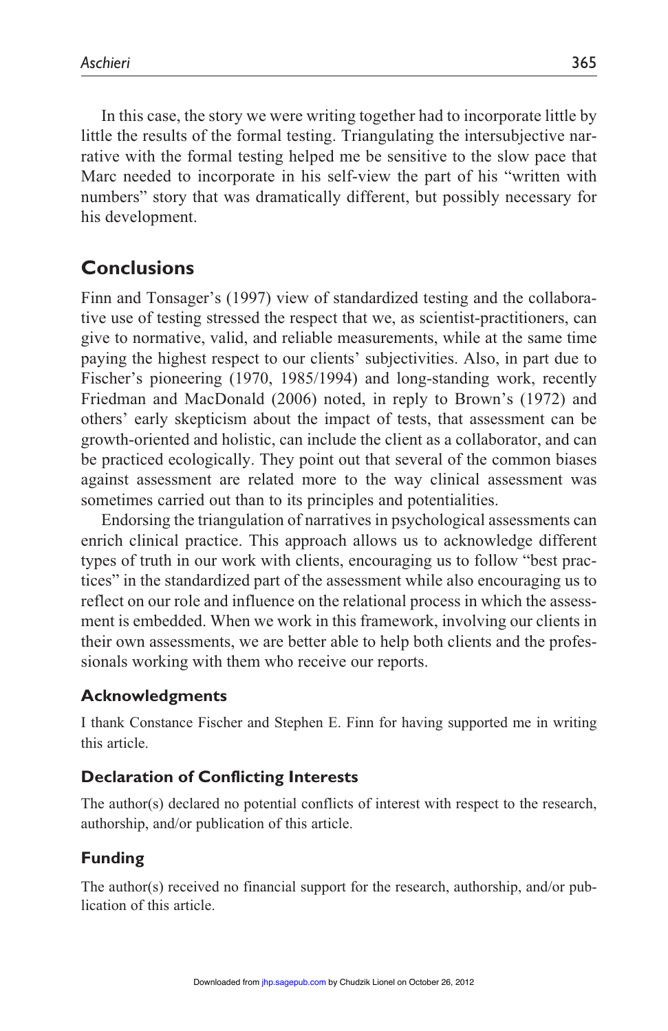In this case, the story we were writing together had to incorporate little by little the results of the formal testing. Triangulating the intersubjective narrative with the formal testing helped me be sensitive to the slow pace that Marc needed to incorporate in his self-view the part of his "written with numbers" story that was dramatically different, but possibly necessary for his development.

## Conclusions

Finn and Tonsager's (1997) view of standardized testing and the collaborative use of testing stressed the respect that we, as scientist-practitioners, can give to normative, valid, and reliable measurements, while at the same time paying the highest respect to our clients' subjectivities. Also, in part due to Fischer's pioneering (1970, 1985/1994) and long-standing work, recently Friedman and MacDonald (2006) noted, in reply to Brown's (1972) and others' early skepticism about the impact of tests, that assessment can be growth-oriented and holistic, can include the client as a collaborator, and can be practiced ecologically. They point out that several of the common biases against assessment are related more to the way clinical assessment was sometimes carried out than to its principles and potentialities.

Endorsing the triangulation of narratives in psychological assessments can enrich clinical practice. This approach allows us to acknowledge different types of truth in our work with clients, encouraging us to follow "best practices" in the standardized part of the assessment while also encouraging us to reflect on our role and influence on the relational process in which the assessment is embedded. When we work in this framework, involving our clients in their own assessments, we are better able to help both clients and the professionals working with them who receive our reports.

### Acknowledgments

I thank Constance Fischer and Stephen E. Finn for having supported me in writing this article.

### Declaration of Conflicting Interests

The author(s) declared no potential conflicts of interest with respect to the research, authorship, and/or publication of this article.

### Funding

The author(s) received no financial support for the research, authorship, and/or publication of this article.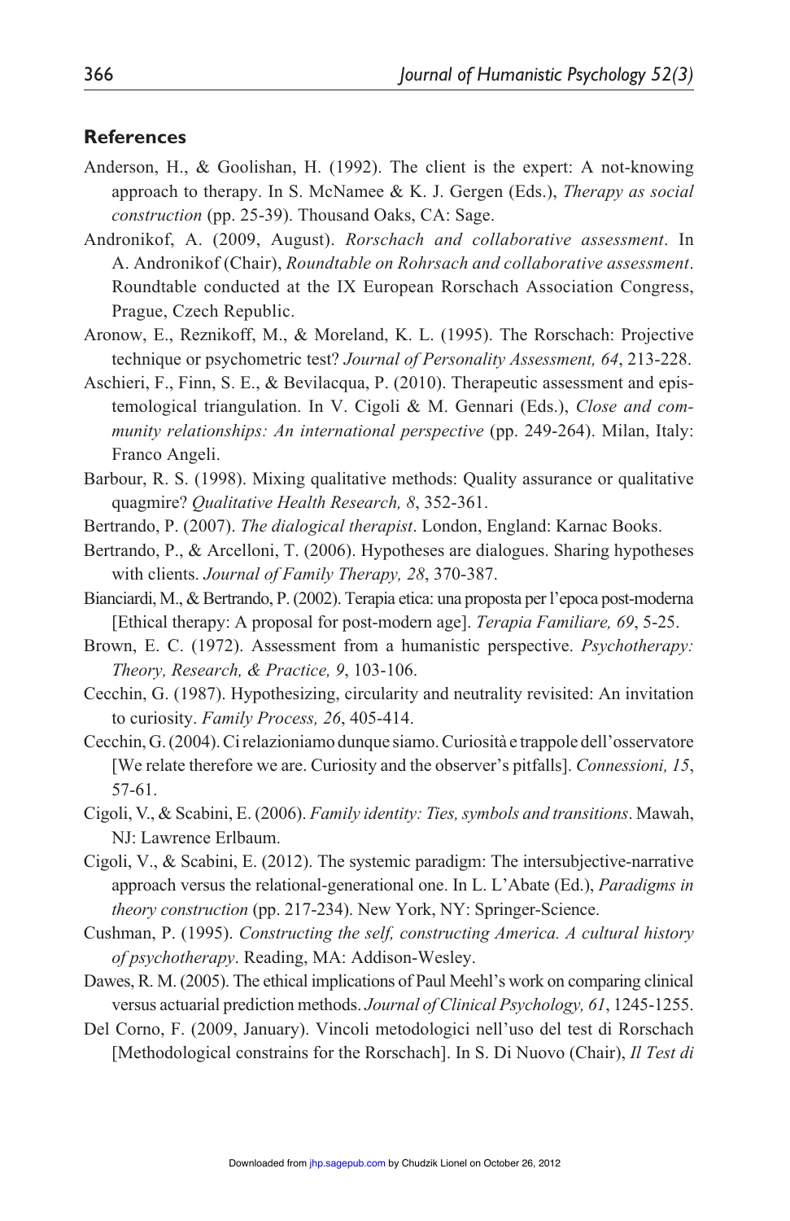## References

Anderson, H., & Goolishan, H. (1992). The client is the expert: A not-knowing approach to therapy. In S. McNamee & K. J. Gergen (Eds.), *Therapy as social construction* (pp. 25-39). Thousand Oaks, CA: Sage.

Andronikof, A. (2009, August). *Rorschach and collaborative assessment*. In A. Andronikof (Chair), *Roundtable on Rohrsach and collaborative assessment*. Roundtable conducted at the IX European Rorschach Association Congress, Prague, Czech Republic.

Aronow, E., Reznikoff, M., & Moreland, K. L. (1995). The Rorschach: Projective technique or psychometric test? *Journal of Personality Assessment, 64*, 213-228.

Aschieri, F., Finn, S. E., & Bevilacqua, P. (2010). Therapeutic assessment and epistemological triangulation. In V. Cigoli & M. Gennari (Eds.), *Close and community relationships: An international perspective* (pp. 249-264). Milan, Italy: Franco Angeli.

Barbour, R. S. (1998). Mixing qualitative methods: Quality assurance or qualitative quagmire? *Qualitative Health Research, 8*, 352-361.

Bertrando, P. (2007). *The dialogical therapist*. London, England: Karnac Books.

Bertrando, P., & Arcelloni, T. (2006). Hypotheses are dialogues. Sharing hypotheses with clients. *Journal of Family Therapy, 28*, 370-387.

Bianciardi, M., & Bertrando, P. (2002). Terapia etica: una proposta per l'epoca post-moderna [Ethical therapy: A proposal for post-modern age]. *Terapia Familiare, 69*, 5-25.

Brown, E. C. (1972). Assessment from a humanistic perspective. *Psychotherapy: Theory, Research, & Practice, 9*, 103-106.

Cecchin, G. (1987). Hypothesizing, circularity and neutrality revisited: An invitation to curiosity. *Family Process, 26*, 405-414.

Cecchin, G. (2004). Ci relazioniamo dunque siamo. Curiosità e trappole dell'osservatore [We relate therefore we are. Curiosity and the observer's pitfalls]. *Connessioni, 15*, 57-61.

Cigoli, V., & Scabini, E. (2006). *Family identity: Ties, symbols and transitions*. Mawah, NJ: Lawrence Erlbaum.

Cigoli, V., & Scabini, E. (2012). The systemic paradigm: The intersubjective-narrative approach versus the relational-generational one. In L. L'Abate (Ed.), *Paradigms in theory construction* (pp. 217-234). New York, NY: Springer-Science.

Cushman, P. (1995). *Constructing the self, constructing America. A cultural history of psychotherapy*. Reading, MA: Addison-Wesley.

Dawes, R. M. (2005). The ethical implications of Paul Meehl's work on comparing clinical versus actuarial prediction methods. *Journal of Clinical Psychology, 61*, 1245-1255.

Del Corno, F. (2009, January). Vincoli metodologici nell'uso del test di Rorschach [Methodological constrains for the Rorschach]. In S. Di Nuovo (Chair), *Il Test di*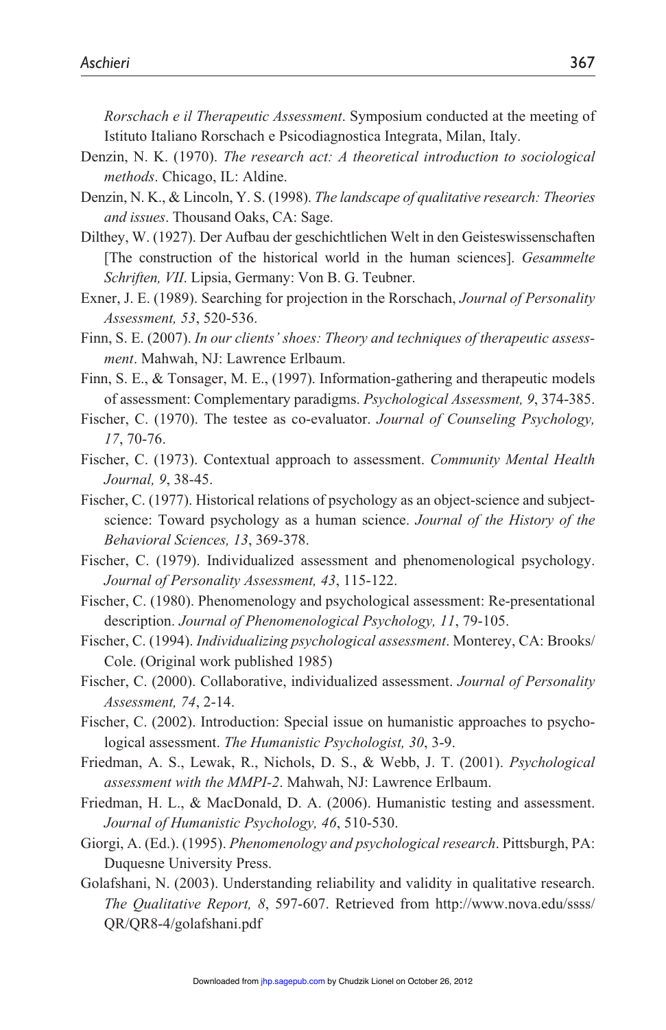*Rorschach e il Therapeutic Assessment*. Symposium conducted at the meeting of Istituto Italiano Rorschach e Psicodiagnostica Integrata, Milan, Italy.

Denzin, N. K. (1970). *The research act: A theoretical introduction to sociological methods*. Chicago, IL: Aldine.

Denzin, N. K., & Lincoln, Y. S. (1998). *The landscape of qualitative research: Theories and issues*. Thousand Oaks, CA: Sage.

Dilthey, W. (1927). Der Aufbau der geschichtlichen Welt in den Geisteswissenschaften [The construction of the historical world in the human sciences]. *Gesammelte Schriften, VII*. Lipsia, Germany: Von B. G. Teubner.

Exner, J. E. (1989). Searching for projection in the Rorschach, *Journal of Personality Assessment, 53*, 520-536.

Finn, S. E. (2007). *In our clients' shoes: Theory and techniques of therapeutic assessment*. Mahwah, NJ: Lawrence Erlbaum.

Finn, S. E., & Tonsager, M. E., (1997). Information-gathering and therapeutic models of assessment: Complementary paradigms. *Psychological Assessment, 9*, 374-385.

Fischer, C. (1970). The testee as co-evaluator. *Journal of Counseling Psychology, 17*, 70-76.

Fischer, C. (1973). Contextual approach to assessment. *Community Mental Health Journal, 9*, 38-45.

Fischer, C. (1977). Historical relations of psychology as an object-science and subject-science: Toward psychology as a human science. *Journal of the History of the Behavioral Sciences, 13*, 369-378.

Fischer, C. (1979). Individualized assessment and phenomenological psychology. *Journal of Personality Assessment, 43*, 115-122.

Fischer, C. (1980). Phenomenology and psychological assessment: Re-presentational description. *Journal of Phenomenological Psychology, 11*, 79-105.

Fischer, C. (1994). *Individualizing psychological assessment*. Monterey, CA: Brooks/Cole. (Original work published 1985)

Fischer, C. (2000). Collaborative, individualized assessment. *Journal of Personality Assessment, 74*, 2-14.

Fischer, C. (2002). Introduction: Special issue on humanistic approaches to psychological assessment. *The Humanistic Psychologist, 30*, 3-9.

Friedman, A. S., Lewak, R., Nichols, D. S., & Webb, J. T. (2001). *Psychological assessment with the MMPI-2*. Mahwah, NJ: Lawrence Erlbaum.

Friedman, H. L., & MacDonald, D. A. (2006). Humanistic testing and assessment. *Journal of Humanistic Psychology, 46*, 510-530.

Giorgi, A. (Ed.). (1995). *Phenomenology and psychological research*. Pittsburgh, PA: Duquesne University Press.

Golafshani, N. (2003). Understanding reliability and validity in qualitative research. *The Qualitative Report, 8*, 597-607. Retrieved from http://www.nova.edu/ssss/QR/QR8-4/golafshani.pdf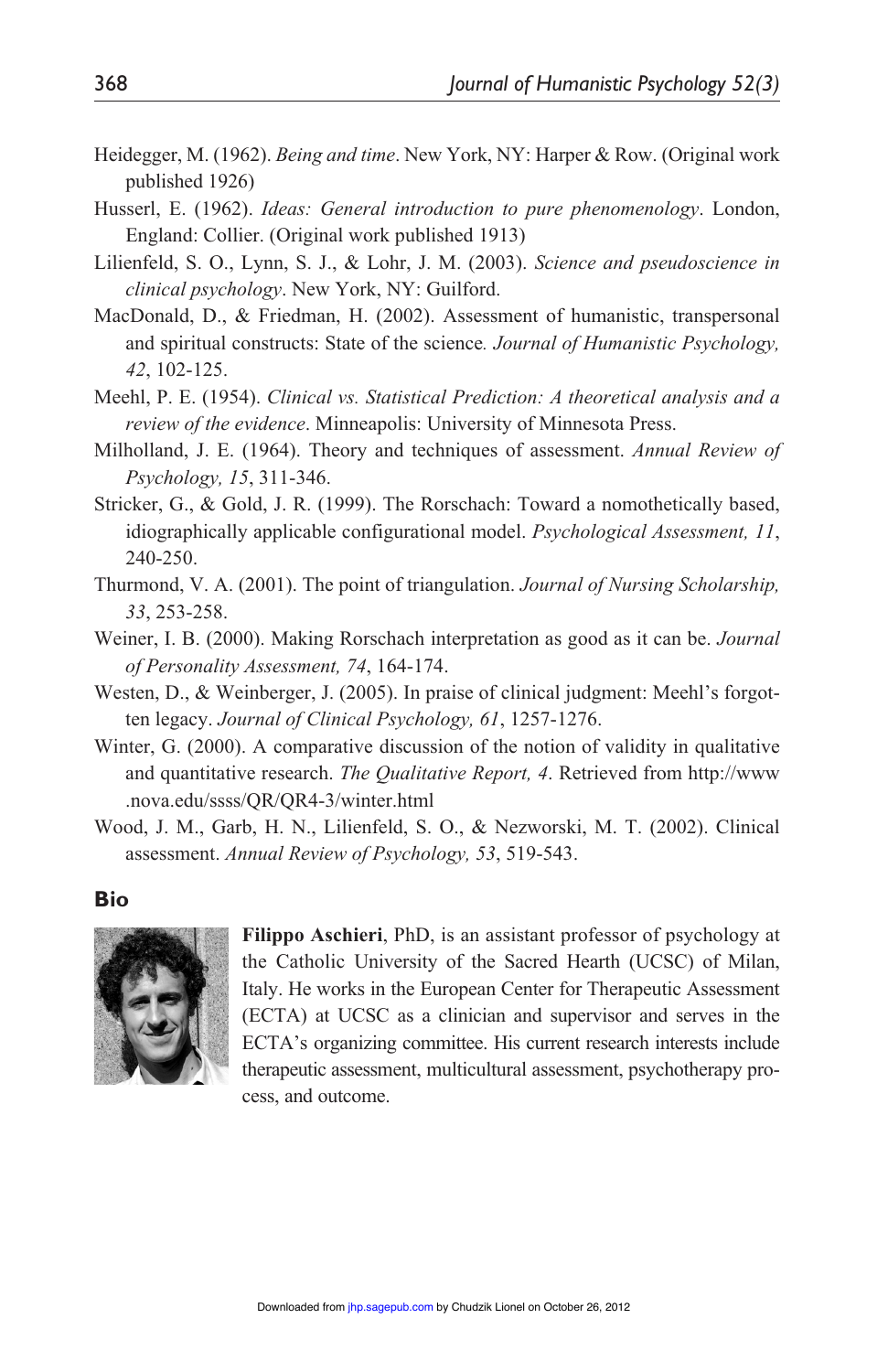Heidegger, M. (1962). *Being and time*. New York, NY: Harper & Row. (Original work published 1926)

Husserl, E. (1962). *Ideas: General introduction to pure phenomenology*. London, England: Collier. (Original work published 1913)

Lilienfeld, S. O., Lynn, S. J., & Lohr, J. M. (2003). *Science and pseudoscience in clinical psychology*. New York, NY: Guilford.

MacDonald, D., & Friedman, H. (2002). Assessment of humanistic, transpersonal and spiritual constructs: State of the science. *Journal of Humanistic Psychology, 42*, 102-125.

Meehl, P. E. (1954). *Clinical vs. Statistical Prediction: A theoretical analysis and a review of the evidence*. Minneapolis: University of Minnesota Press.

Milholland, J. E. (1964). Theory and techniques of assessment. *Annual Review of Psychology, 15*, 311-346.

Stricker, G., & Gold, J. R. (1999). The Rorschach: Toward a nomothetically based, idiographically applicable configurational model. *Psychological Assessment, 11*, 240-250.

Thurmond, V. A. (2001). The point of triangulation. *Journal of Nursing Scholarship, 33*, 253-258.

Weiner, I. B. (2000). Making Rorschach interpretation as good as it can be. *Journal of Personality Assessment, 74*, 164-174.

Westen, D., & Weinberger, J. (2005). In praise of clinical judgment: Meehl's forgotten legacy. *Journal of Clinical Psychology, 61*, 1257-1276.

Winter, G. (2000). A comparative discussion of the notion of validity in qualitative and quantitative research. *The Qualitative Report, 4*. Retrieved from http://www.nova.edu/ssss/QR/QR4-3/winter.html

Wood, J. M., Garb, H. N., Lilienfeld, S. O., & Nezworski, M. T. (2002). Clinical assessment. *Annual Review of Psychology, 53*, 519-543.

## Bio

**Filippo Aschieri**, PhD, is an assistant professor of psychology at the Catholic University of the Sacred Hearth (UCSC) of Milan, Italy. He works in the European Center for Therapeutic Assessment (ECTA) at UCSC as a clinician and supervisor and serves in the ECTA's organizing committee. His current research interests include therapeutic assessment, multicultural assessment, psychotherapy process, and outcome.